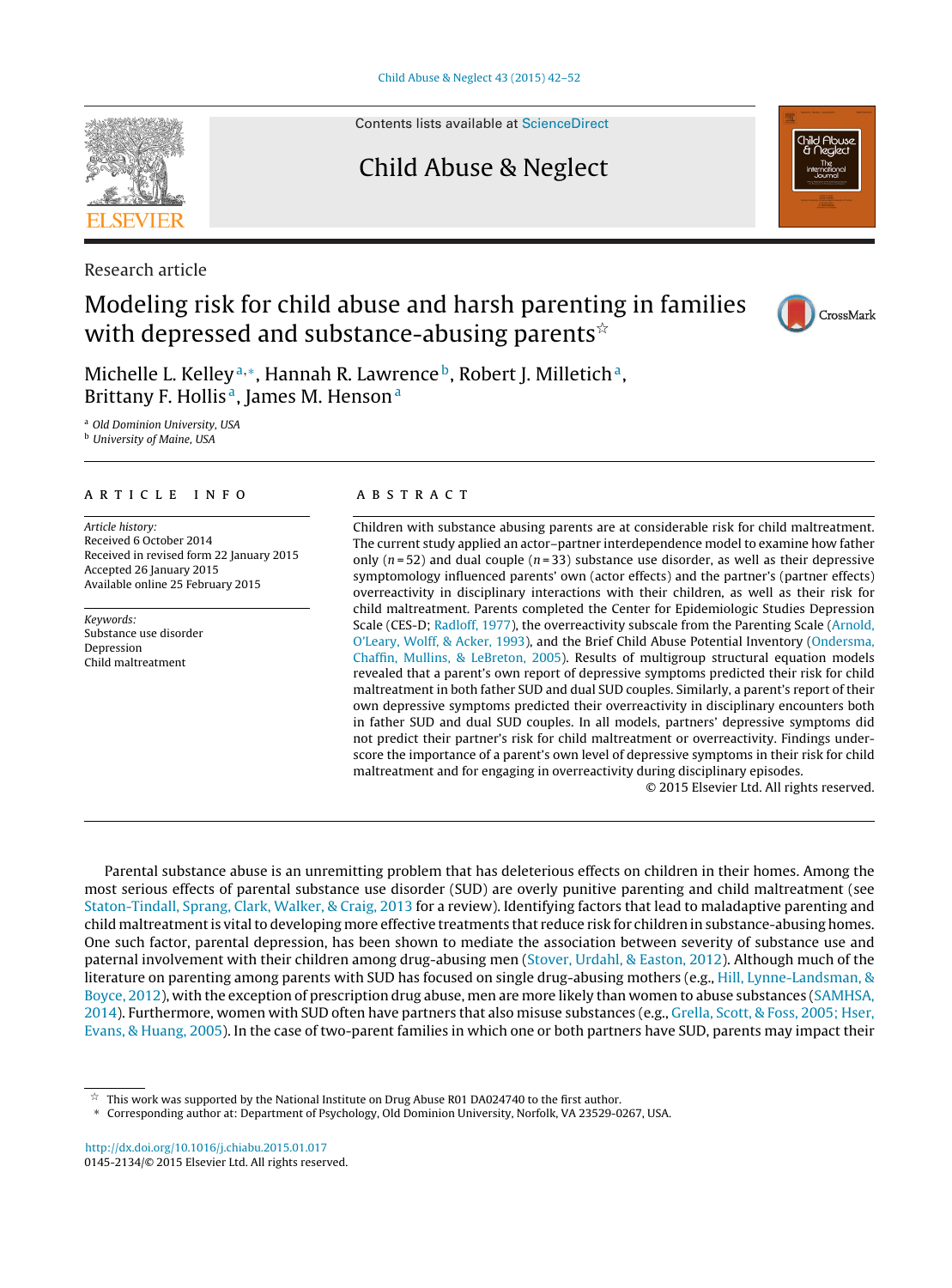Research article

# Modeling risk for child abuse and harsh parenting in families with depressed and substance-abusing parents☆

Michelle L. Kelley[a,*], Hannah R. Lawrence[b], Robert J. Milletich[a], Brittany F. Hollis[a], James M. Henson[a]

[a] Old Dominion University, USA
[b] University of Maine, USA

## ARTICLE INFO

*Article history:*
Received 6 October 2014
Received in revised form 22 January 2015
Accepted 26 January 2015
Available online 25 February 2015

*Keywords:*
Substance use disorder
Depression
Child maltreatment

## ABSTRACT

Children with substance abusing parents are at considerable risk for child maltreatment. The current study applied an actor–partner interdependence model to examine how father only ($n = 52$) and dual couple ($n = 33$) substance use disorder, as well as their depressive symptomology influenced parents' own (actor effects) and the partner's (partner effects) overreactivity in disciplinary interactions with their children, as well as their risk for child maltreatment. Parents completed the Center for Epidemiologic Studies Depression Scale (CES-D; Radloff, 1977), the overreactivity subscale from the Parenting Scale (Arnold, O'Leary, Wolff, & Acker, 1993), and the Brief Child Abuse Potential Inventory (Ondersma, Chaffin, Mullins, & LeBreton, 2005). Results of multigroup structural equation models revealed that a parent's own report of depressive symptoms predicted their risk for child maltreatment in both father SUD and dual SUD couples. Similarly, a parent's report of their own depressive symptoms predicted their overreactivity in disciplinary encounters both in father SUD and dual SUD couples. In all models, partners' depressive symptoms did not predict their partner's risk for child maltreatment or overreactivity. Findings underscore the importance of a parent's own level of depressive symptoms in their risk for child maltreatment and for engaging in overreactivity during disciplinary episodes.

© 2015 Elsevier Ltd. All rights reserved.

Parental substance abuse is an unremitting problem that has deleterious effects on children in their homes. Among the most serious effects of parental substance use disorder (SUD) are overly punitive parenting and child maltreatment (see Staton-Tindall, Sprang, Clark, Walker, & Craig, 2013 for a review). Identifying factors that lead to maladaptive parenting and child maltreatment is vital to developing more effective treatments that reduce risk for children in substance-abusing homes. One such factor, parental depression, has been shown to mediate the association between severity of substance use and paternal involvement with their children among drug-abusing men (Stover, Urdahl, & Easton, 2012). Although much of the literature on parenting among parents with SUD has focused on single drug-abusing mothers (e.g., Hill, Lynne-Landsman, & Boyce, 2012), with the exception of prescription drug abuse, men are more likely than women to abuse substances (SAMHSA, 2014). Furthermore, women with SUD often have partners that also misuse substances (e.g., Grella, Scott, & Foss, 2005; Hser, Evans, & Huang, 2005). In the case of two-parent families in which one or both partners have SUD, parents may impact their

☆ This work was supported by the National Institute on Drug Abuse R01 DA024740 to the first author.
\* Corresponding author at: Department of Psychology, Old Dominion University, Norfolk, VA 23529-0267, USA.

http://dx.doi.org/10.1016/j.chiabu.2015.01.017
0145-2134/© 2015 Elsevier Ltd. All rights reserved.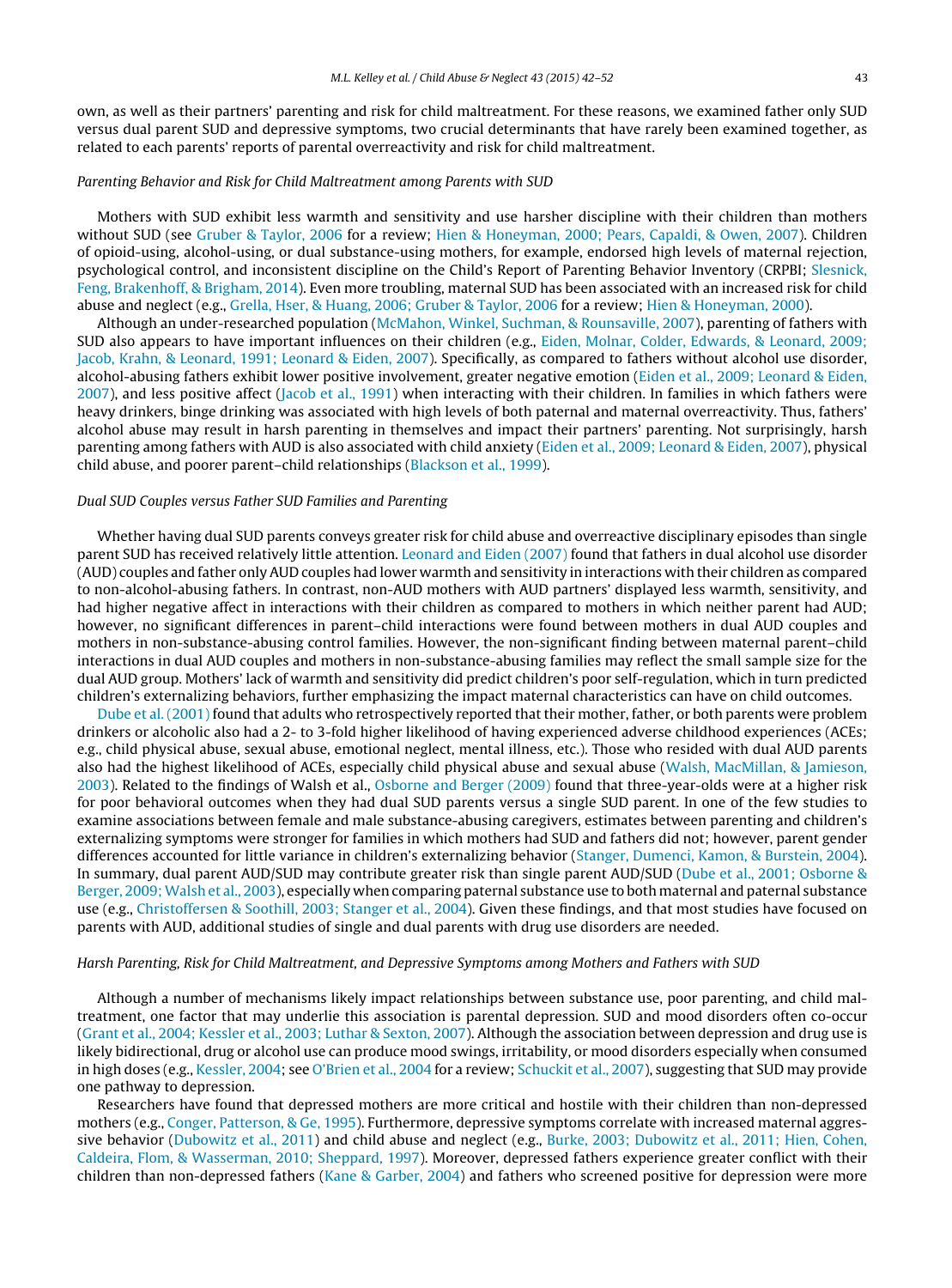own, as well as their partners' parenting and risk for child maltreatment. For these reasons, we examined father only SUD versus dual parent SUD and depressive symptoms, two crucial determinants that have rarely been examined together, as related to each parents' reports of parental overreactivity and risk for child maltreatment.

### *Parenting Behavior and Risk for Child Maltreatment among Parents with SUD*

Mothers with SUD exhibit less warmth and sensitivity and use harsher discipline with their children than mothers without SUD (see Gruber & Taylor, 2006 for a review; Hien & Honeyman, 2000; Pears, Capaldi, & Owen, 2007). Children of opioid-using, alcohol-using, or dual substance-using mothers, for example, endorsed high levels of maternal rejection, psychological control, and inconsistent discipline on the Child's Report of Parenting Behavior Inventory (CRPBI; Slesnick, Feng, Brakenhoff, & Brigham, 2014). Even more troubling, maternal SUD has been associated with an increased risk for child abuse and neglect (e.g., Grella, Hser, & Huang, 2006; Gruber & Taylor, 2006 for a review; Hien & Honeyman, 2000).

Although an under-researched population (McMahon, Winkel, Suchman, & Rounsaville, 2007), parenting of fathers with SUD also appears to have important influences on their children (e.g., Eiden, Molnar, Colder, Edwards, & Leonard, 2009; Jacob, Krahn, & Leonard, 1991; Leonard & Eiden, 2007). Specifically, as compared to fathers without alcohol use disorder, alcohol-abusing fathers exhibit lower positive involvement, greater negative emotion (Eiden et al., 2009; Leonard & Eiden, 2007), and less positive affect (Jacob et al., 1991) when interacting with their children. In families in which fathers were heavy drinkers, binge drinking was associated with high levels of both paternal and maternal overreactivity. Thus, fathers' alcohol abuse may result in harsh parenting in themselves and impact their partners' parenting. Not surprisingly, harsh parenting among fathers with AUD is also associated with child anxiety (Eiden et al., 2009; Leonard & Eiden, 2007), physical child abuse, and poorer parent–child relationships (Blackson et al., 1999).

### *Dual SUD Couples versus Father SUD Families and Parenting*

Whether having dual SUD parents conveys greater risk for child abuse and overreactive disciplinary episodes than single parent SUD has received relatively little attention. Leonard and Eiden (2007) found that fathers in dual alcohol use disorder (AUD) couples and father only AUD couples had lower warmth and sensitivity in interactions with their children as compared to non-alcohol-abusing fathers. In contrast, non-AUD mothers with AUD partners' displayed less warmth, sensitivity, and had higher negative affect in interactions with their children as compared to mothers in which neither parent had AUD; however, no significant differences in parent–child interactions were found between mothers in dual AUD couples and mothers in non-substance-abusing control families. However, the non-significant finding between maternal parent–child interactions in dual AUD couples and mothers in non-substance-abusing families may reflect the small sample size for the dual AUD group. Mothers' lack of warmth and sensitivity did predict children's poor self-regulation, which in turn predicted children's externalizing behaviors, further emphasizing the impact maternal characteristics can have on child outcomes.

Dube et al. (2001) found that adults who retrospectively reported that their mother, father, or both parents were problem drinkers or alcoholic also had a 2- to 3-fold higher likelihood of having experienced adverse childhood experiences (ACEs; e.g., child physical abuse, sexual abuse, emotional neglect, mental illness, etc.). Those who resided with dual AUD parents also had the highest likelihood of ACEs, especially child physical abuse and sexual abuse (Walsh, MacMillan, & Jamieson, 2003). Related to the findings of Walsh et al., Osborne and Berger (2009) found that three-year-olds were at a higher risk for poor behavioral outcomes when they had dual SUD parents versus a single SUD parent. In one of the few studies to examine associations between female and male substance-abusing caregivers, estimates between parenting and children's externalizing symptoms were stronger for families in which mothers had SUD and fathers did not; however, parent gender differences accounted for little variance in children's externalizing behavior (Stanger, Dumenci, Kamon, & Burstein, 2004). In summary, dual parent AUD/SUD may contribute greater risk than single parent AUD/SUD (Dube et al., 2001; Osborne & Berger, 2009; Walsh et al., 2003), especially when comparing paternal substance use to both maternal and paternal substance use (e.g., Christoffersen & Soothill, 2003; Stanger et al., 2004). Given these findings, and that most studies have focused on parents with AUD, additional studies of single and dual parents with drug use disorders are needed.

### *Harsh Parenting, Risk for Child Maltreatment, and Depressive Symptoms among Mothers and Fathers with SUD*

Although a number of mechanisms likely impact relationships between substance use, poor parenting, and child maltreatment, one factor that may underlie this association is parental depression. SUD and mood disorders often co-occur (Grant et al., 2004; Kessler et al., 2003; Luthar & Sexton, 2007). Although the association between depression and drug use is likely bidirectional, drug or alcohol use can produce mood swings, irritability, or mood disorders especially when consumed in high doses (e.g., Kessler, 2004; see O'Brien et al., 2004 for a review; Schuckit et al., 2007), suggesting that SUD may provide one pathway to depression.

Researchers have found that depressed mothers are more critical and hostile with their children than non-depressed mothers (e.g., Conger, Patterson, & Ge, 1995). Furthermore, depressive symptoms correlate with increased maternal aggressive behavior (Dubowitz et al., 2011) and child abuse and neglect (e.g., Burke, 2003; Dubowitz et al., 2011; Hien, Cohen, Caldeira, Flom, & Wasserman, 2010; Sheppard, 1997). Moreover, depressed fathers experience greater conflict with their children than non-depressed fathers (Kane & Garber, 2004) and fathers who screened positive for depression were more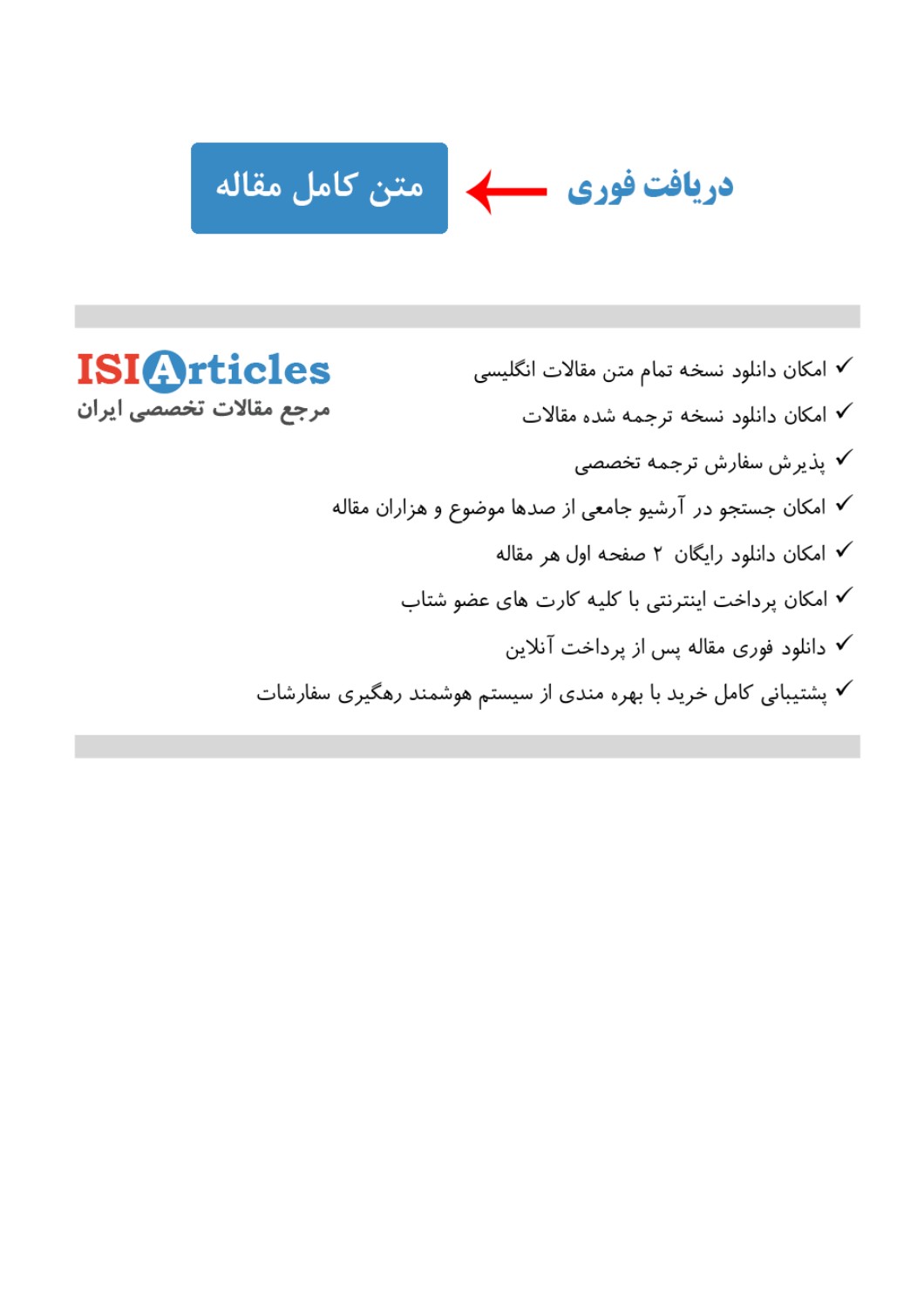دریافت فوری ← **متن کامل مقاله**

**ISIArticles**
مرجع مقالات تخصصی ایران

- ✓ امکان دانلود نسخه تمام متن مقالات انگلیسی
- ✓ امکان دانلود نسخه ترجمه شده مقالات
- ✓ پذیرش سفارش ترجمه تخصصی
- ✓ امکان جستجو در آرشیو جامعی از صدها موضوع و هزاران مقاله
- ✓ امکان دانلود رایگان ۲ صفحه اول هر مقاله
- ✓ امکان پرداخت اینترنتی با کلیه کارت های عضو شتاب
- ✓ دانلود فوری مقاله پس از پرداخت آنلاین
- ✓ پشتیبانی کامل خرید با بهره مندی از سیستم هوشمند رهگیری سفارشات